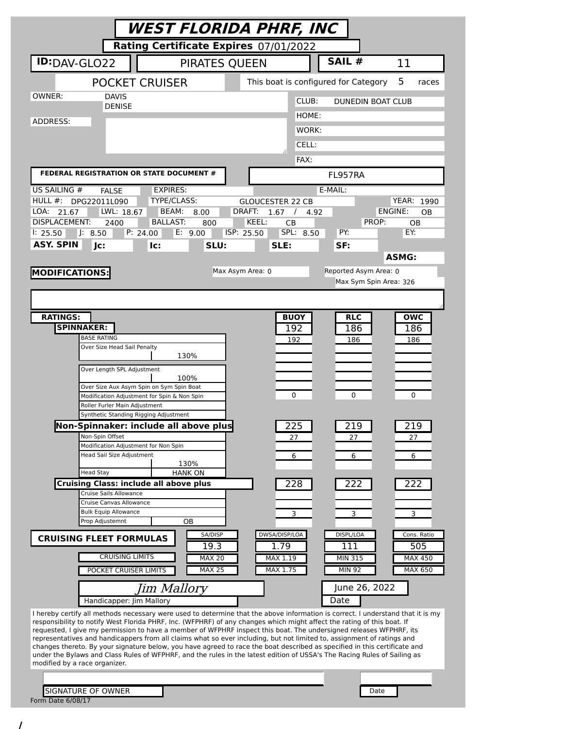# WEST FLORIDA PHRF, INC

**Rating Certificate Expires** 07/01/2022

**ID:** DAV-GLO22 | PIRATES QUEEN | **SAIL #** 11

POCKET CRUISER | This boat is configured for Category 5 races

OWNER: DAVIS DENISE

ADDRESS:

CLUB: DUNEDIN BOAT CLUB
HOME:
WORK:
CELL:
FAX:

**FEDERAL REGISTRATION OR STATE DOCUMENT #** FL957RA

US SAILING # FALSE | EXPIRES: | E-MAIL:

HULL #: DPG22011L090 | TYPE/CLASS: GLOUCESTER 22 CB | YEAR: 1990

LOA: 21.67 | LWL: 18.67 | BEAM: 8.00 | DRAFT: 1.67 / 4.92 | ENGINE: OB

DISPLACEMENT: 2400 | BALLAST: 800 | KEEL: CB | PROP: OB

I: 25.50 | J: 8.50 | P: 24.00 | E: 9.00 | ISP: 25.50 | SPL: 8.50 | PY: | EY:

**ASY. SPIN** | **Jc:** | **Ic:** | **SLU:** | **SLE:** | **SF:** | **ASMG:**

**MODIFICATIONS:**

Max Asym Area: 0 | Reported Asym Area: 0 | Max Sym Spin Area: 326

| **RATINGS:** | | **BUOY** | **RLC** | **OWC** |
|---|---|---|---|---|
| **SPINNAKER:** | | 192 | 186 | 186 |
| BASE RATING | | 192 | 186 | 186 |
| Over Size Head Sail Penalty | 130% | | | |
| Over Length SPL Adjustment | 100% | | | |
| Over Size Aux Asym Spin on Sym Spin Boat | | | | |
| Modification Adjustment for Spin & Non Spin | | 0 | 0 | 0 |
| Roller Furler Main Adjustment | | | | |
| Synthetic Standing Rigging Adjustment | | | | |
| **Non-Spinnaker: include all above plus** | | 225 | 219 | 219 |
| Non-Spin Offset | | 27 | 27 | 27 |
| Modification Adjustment for Non Spin | | | | |
| Head Sail Size Adjustment | 130% | 6 | 6 | 6 |
| Head Stay | HANK ON | | | |
| **Cruising Class: include all above plus** | | 228 | 222 | 222 |
| Cruise Sails Allowance | | | | |
| Cruise Canvas Allowance | | | | |
| Bulk Equip Allowance | | 3 | 3 | 3 |
| Prop Adjustemnt | OB | | | |

| **CRUISING FLEET FORMULAS** | SA/DISP | DWSA/DISP/LOA | DISPL/LOA | Cons. Ratio |
|---|---|---|---|---|
| | 19.3 | 1.79 | 111 | 505 |
| CRUISING LIMITS | MAX 20 | MAX 1.19 | MIN 315 | MAX 450 |
| POCKET CRUISER LIMITS | MAX 25 | MAX 1.75 | MIN 92 | MAX 650 |

*Jim Mallory* | June 26, 2022

Handicapper: Jim Mallory | Date

I hereby certify all methods necessary were used to determine that the above information is correct. I understand that it is my responsibility to notify West Florida PHRF, Inc. (WFPHRF) of any changes which might affect the rating of this boat. If requested, I give my permission to have a member of WFPHRF inspect this boat. The undersigned releases WFPHRF, its representatives and handicappers from all claims what so ever including, but not limited to, assignment of ratings and changes thereto. By your signature below, you have agreed to race the boat described as specified in this certificate and under the Bylaws and Class Rules of WFPHRF, and the rules in the latest edition of USSA's The Racing Rules of Sailing as modified by a race organizer.

SIGNATURE OF OWNER | Date

Form Date 6/08/17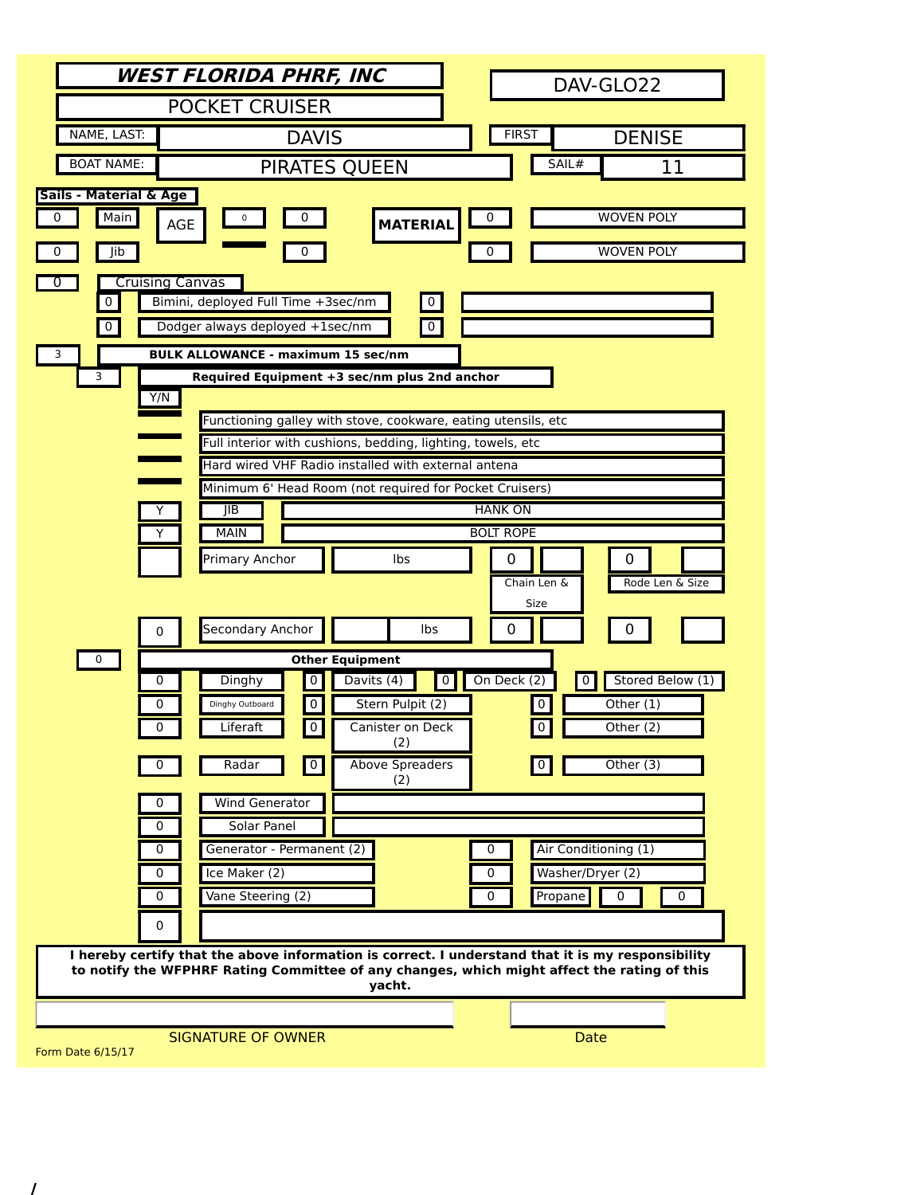# *WEST FLORIDA PHRF, INC*

## POCKET CRUISER

DAV-GLO22

| NAME, LAST: | DAVIS | FIRST | DENISE |
|---|---|---|---|
| BOAT NAME: | PIRATES QUEEN | SAIL# | 11 |

**Sails - Material & Age**

| | | | | | | | |
|---|---|---|---|---|---|---|---|
| 0 | Main | AGE | 0 | 0 | MATERIAL | 0 | WOVEN POLY |
| 0 | Jib | | | 0 | | 0 | WOVEN POLY |

| | | | |
|---|---|---|---|
| 0 | Cruising Canvas | | |
| 0 | Bimini, deployed Full Time +3sec/nm | 0 | |
| 0 | Dodger always deployed +1sec/nm | 0 | |

3 **BULK ALLOWANCE - maximum 15 sec/nm**

3 **Required Equipment +3 sec/nm plus 2nd anchor**

| Y/N | | | | | | |
|---|---|---|---|---|---|---|
| | Functioning galley with stove, cookware, eating utensils, etc | | | | | |
| | Full interior with cushions, bedding, lighting, towels, etc | | | | | |
| | Hard wired VHF Radio installed with external antena | | | | | |
| | Minimum 6' Head Room (not required for Pocket Cruisers) | | | | | |
| Y | JIB | HANK ON | | | | |
| Y | MAIN | BOLT ROPE | | | | |
| | Primary Anchor | lbs | 0 | | 0 | |
| | | | Chain Len & Size | | Rode Len & Size | |
| 0 | Secondary Anchor | lbs | 0 | | 0 | |

0 **Other Equipment**

| | | | | | | | |
|---|---|---|---|---|---|---|---|
| 0 | Dinghy | 0 | Davits (4) | 0 | On Deck (2) | 0 | Stored Below (1) |
| 0 | Dinghy Outboard | 0 | Stern Pulpit (2) | | | 0 | Other (1) |
| 0 | Liferaft | 0 | Canister on Deck (2) | | | 0 | Other (2) |
| 0 | Radar | 0 | Above Spreaders (2) | | | 0 | Other (3) |
| 0 | Wind Generator | | | | | | |
| 0 | Solar Panel | | | | | | |
| 0 | Generator - Permanent (2) | | | 0 | Air Conditioning (1) | | |
| 0 | Ice Maker (2) | | | 0 | Washer/Dryer (2) | | |
| 0 | Vane Steering (2) | | | 0 | Propane | 0 | 0 |
| 0 | | | | | | | |

**I hereby certify that the above information is correct. I understand that it is my responsibility to notify the WFPHRF Rating Committee of any changes, which might affect the rating of this yacht.**

SIGNATURE OF OWNER

Date

Form Date 6/15/17